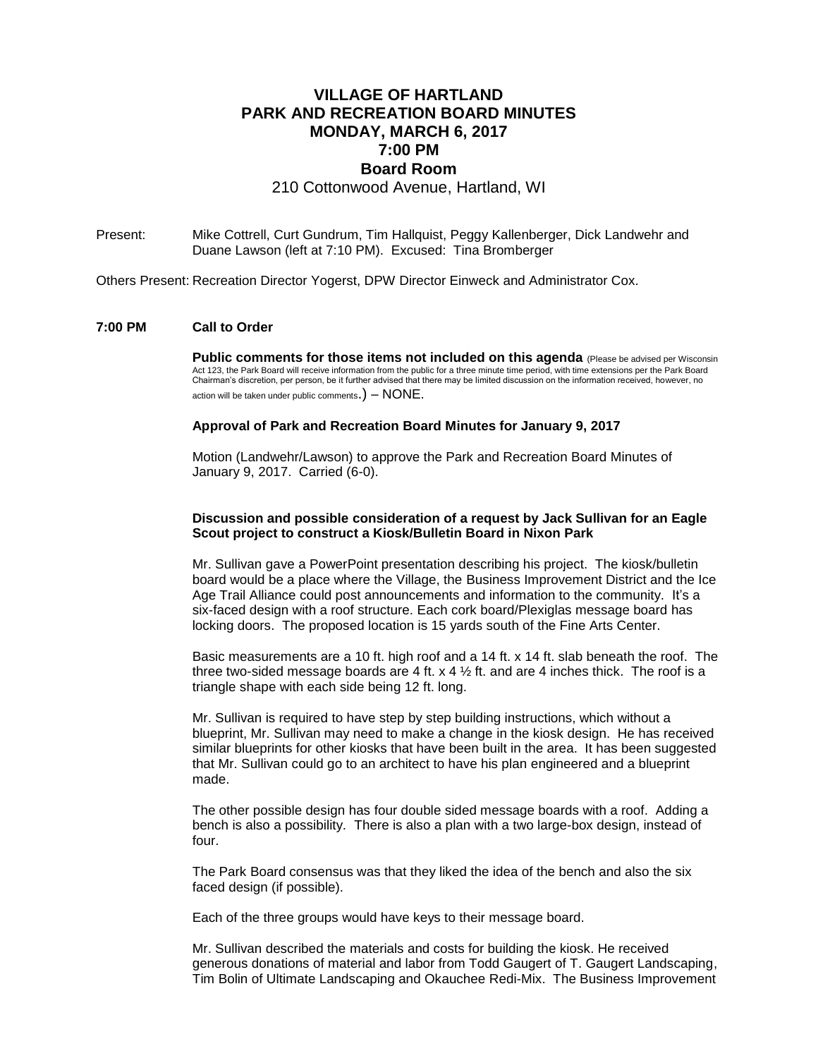# VILLAGE OF HARTLAND
# PARK AND RECREATION BOARD MINUTES
# MONDAY, MARCH 6, 2017
# 7:00 PM
# Board Room

210 Cottonwood Avenue, Hartland, WI

Present: Mike Cottrell, Curt Gundrum, Tim Hallquist, Peggy Kallenberger, Dick Landwehr and Duane Lawson (left at 7:10 PM). Excused: Tina Bromberger

Others Present: Recreation Director Yogerst, DPW Director Einweck and Administrator Cox.

**7:00 PM Call to Order**

**Public comments for those items not included on this agenda** (Please be advised per Wisconsin Act 123, the Park Board will receive information from the public for a three minute time period, with time extensions per the Park Board Chairman's discretion, per person, be it further advised that there may be limited discussion on the information received, however, no action will be taken under public comments.) – NONE.

**Approval of Park and Recreation Board Minutes for January 9, 2017**

Motion (Landwehr/Lawson) to approve the Park and Recreation Board Minutes of January 9, 2017. Carried (6-0).

**Discussion and possible consideration of a request by Jack Sullivan for an Eagle Scout project to construct a Kiosk/Bulletin Board in Nixon Park**

Mr. Sullivan gave a PowerPoint presentation describing his project. The kiosk/bulletin board would be a place where the Village, the Business Improvement District and the Ice Age Trail Alliance could post announcements and information to the community. It's a six-faced design with a roof structure. Each cork board/Plexiglas message board has locking doors. The proposed location is 15 yards south of the Fine Arts Center.

Basic measurements are a 10 ft. high roof and a 14 ft. x 14 ft. slab beneath the roof. The three two-sided message boards are 4 ft. x 4 ½ ft. and are 4 inches thick. The roof is a triangle shape with each side being 12 ft. long.

Mr. Sullivan is required to have step by step building instructions, which without a blueprint, Mr. Sullivan may need to make a change in the kiosk design. He has received similar blueprints for other kiosks that have been built in the area. It has been suggested that Mr. Sullivan could go to an architect to have his plan engineered and a blueprint made.

The other possible design has four double sided message boards with a roof. Adding a bench is also a possibility. There is also a plan with a two large-box design, instead of four.

The Park Board consensus was that they liked the idea of the bench and also the six faced design (if possible).

Each of the three groups would have keys to their message board.

Mr. Sullivan described the materials and costs for building the kiosk. He received generous donations of material and labor from Todd Gaugert of T. Gaugert Landscaping, Tim Bolin of Ultimate Landscaping and Okauchee Redi-Mix. The Business Improvement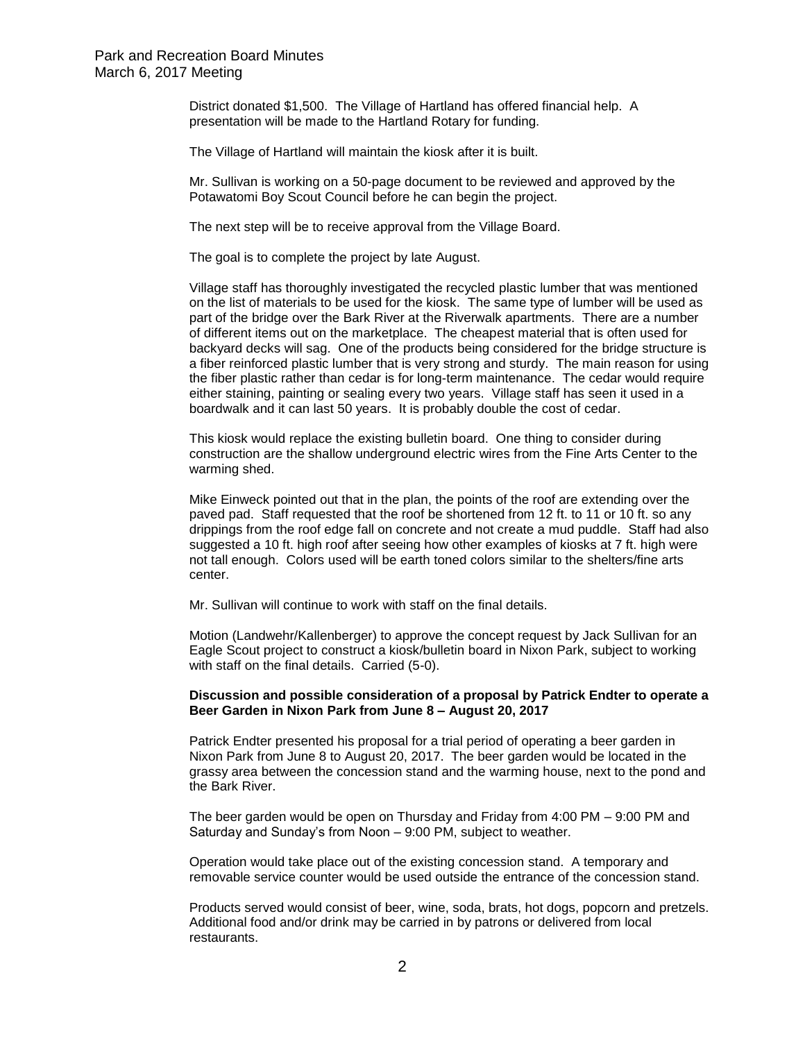District donated $1,500. The Village of Hartland has offered financial help. A presentation will be made to the Hartland Rotary for funding.

The Village of Hartland will maintain the kiosk after it is built.

Mr. Sullivan is working on a 50-page document to be reviewed and approved by the Potawatomi Boy Scout Council before he can begin the project.

The next step will be to receive approval from the Village Board.

The goal is to complete the project by late August.

Village staff has thoroughly investigated the recycled plastic lumber that was mentioned on the list of materials to be used for the kiosk. The same type of lumber will be used as part of the bridge over the Bark River at the Riverwalk apartments. There are a number of different items out on the marketplace. The cheapest material that is often used for backyard decks will sag. One of the products being considered for the bridge structure is a fiber reinforced plastic lumber that is very strong and sturdy. The main reason for using the fiber plastic rather than cedar is for long-term maintenance. The cedar would require either staining, painting or sealing every two years. Village staff has seen it used in a boardwalk and it can last 50 years. It is probably double the cost of cedar.

This kiosk would replace the existing bulletin board. One thing to consider during construction are the shallow underground electric wires from the Fine Arts Center to the warming shed.

Mike Einweck pointed out that in the plan, the points of the roof are extending over the paved pad. Staff requested that the roof be shortened from 12 ft. to 11 or 10 ft. so any drippings from the roof edge fall on concrete and not create a mud puddle. Staff had also suggested a 10 ft. high roof after seeing how other examples of kiosks at 7 ft. high were not tall enough. Colors used will be earth toned colors similar to the shelters/fine arts center.

Mr. Sullivan will continue to work with staff on the final details.

Motion (Landwehr/Kallenberger) to approve the concept request by Jack Sullivan for an Eagle Scout project to construct a kiosk/bulletin board in Nixon Park, subject to working with staff on the final details. Carried (5-0).

**Discussion and possible consideration of a proposal by Patrick Endter to operate a Beer Garden in Nixon Park from June 8 – August 20, 2017**

Patrick Endter presented his proposal for a trial period of operating a beer garden in Nixon Park from June 8 to August 20, 2017. The beer garden would be located in the grassy area between the concession stand and the warming house, next to the pond and the Bark River.

The beer garden would be open on Thursday and Friday from 4:00 PM – 9:00 PM and Saturday and Sunday's from Noon – 9:00 PM, subject to weather.

Operation would take place out of the existing concession stand. A temporary and removable service counter would be used outside the entrance of the concession stand.

Products served would consist of beer, wine, soda, brats, hot dogs, popcorn and pretzels. Additional food and/or drink may be carried in by patrons or delivered from local restaurants.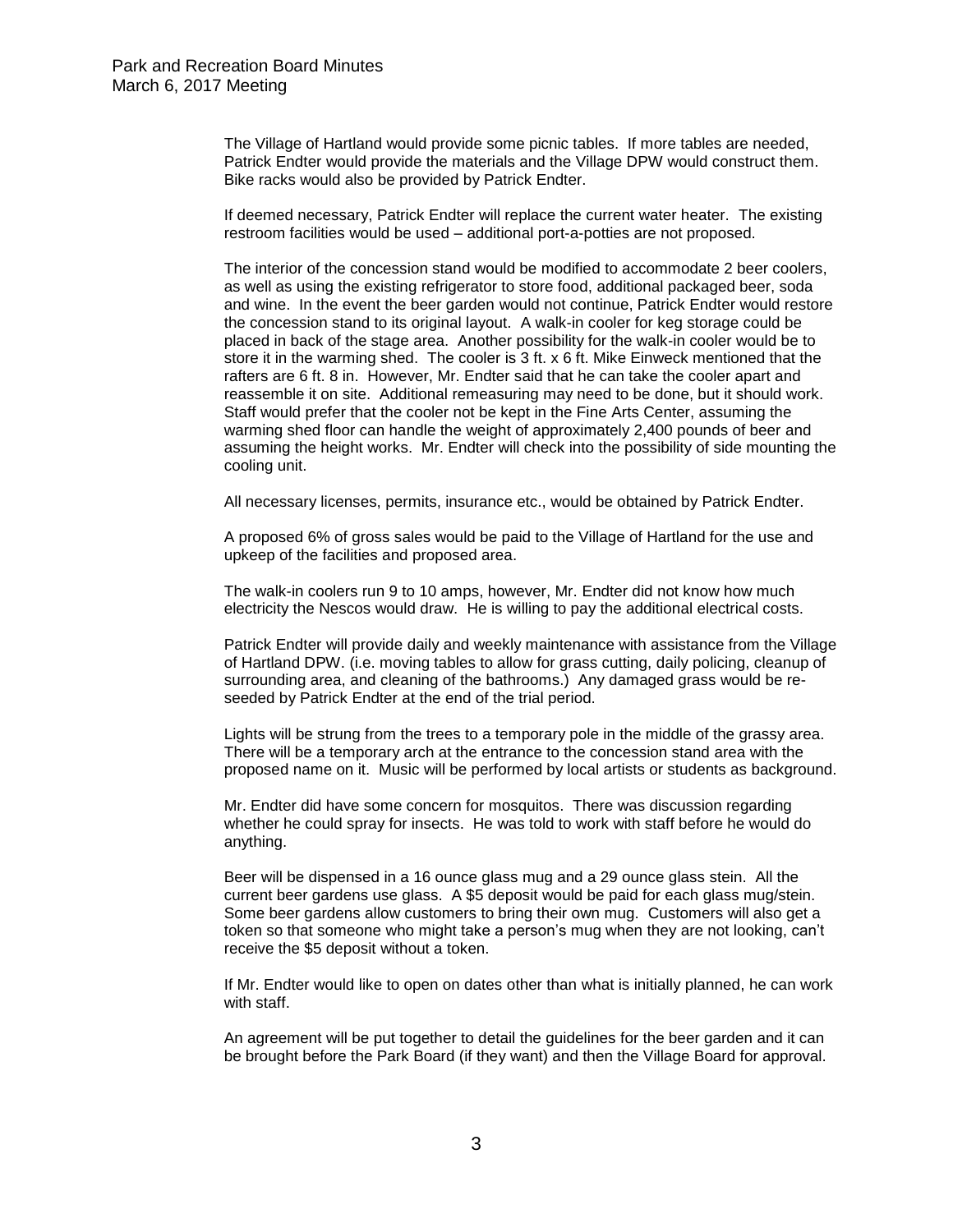The Village of Hartland would provide some picnic tables. If more tables are needed, Patrick Endter would provide the materials and the Village DPW would construct them. Bike racks would also be provided by Patrick Endter.

If deemed necessary, Patrick Endter will replace the current water heater. The existing restroom facilities would be used – additional port-a-potties are not proposed.

The interior of the concession stand would be modified to accommodate 2 beer coolers, as well as using the existing refrigerator to store food, additional packaged beer, soda and wine. In the event the beer garden would not continue, Patrick Endter would restore the concession stand to its original layout. A walk-in cooler for keg storage could be placed in back of the stage area. Another possibility for the walk-in cooler would be to store it in the warming shed. The cooler is 3 ft. x 6 ft. Mike Einweck mentioned that the rafters are 6 ft. 8 in. However, Mr. Endter said that he can take the cooler apart and reassemble it on site. Additional remeasuring may need to be done, but it should work. Staff would prefer that the cooler not be kept in the Fine Arts Center, assuming the warming shed floor can handle the weight of approximately 2,400 pounds of beer and assuming the height works. Mr. Endter will check into the possibility of side mounting the cooling unit.

All necessary licenses, permits, insurance etc., would be obtained by Patrick Endter.

A proposed 6% of gross sales would be paid to the Village of Hartland for the use and upkeep of the facilities and proposed area.

The walk-in coolers run 9 to 10 amps, however, Mr. Endter did not know how much electricity the Nescos would draw. He is willing to pay the additional electrical costs.

Patrick Endter will provide daily and weekly maintenance with assistance from the Village of Hartland DPW. (i.e. moving tables to allow for grass cutting, daily policing, cleanup of surrounding area, and cleaning of the bathrooms.) Any damaged grass would be re-seeded by Patrick Endter at the end of the trial period.

Lights will be strung from the trees to a temporary pole in the middle of the grassy area. There will be a temporary arch at the entrance to the concession stand area with the proposed name on it. Music will be performed by local artists or students as background.

Mr. Endter did have some concern for mosquitos. There was discussion regarding whether he could spray for insects. He was told to work with staff before he would do anything.

Beer will be dispensed in a 16 ounce glass mug and a 29 ounce glass stein. All the current beer gardens use glass. A $5 deposit would be paid for each glass mug/stein. Some beer gardens allow customers to bring their own mug. Customers will also get a token so that someone who might take a person's mug when they are not looking, can't receive the $5 deposit without a token.

If Mr. Endter would like to open on dates other than what is initially planned, he can work with staff.

An agreement will be put together to detail the guidelines for the beer garden and it can be brought before the Park Board (if they want) and then the Village Board for approval.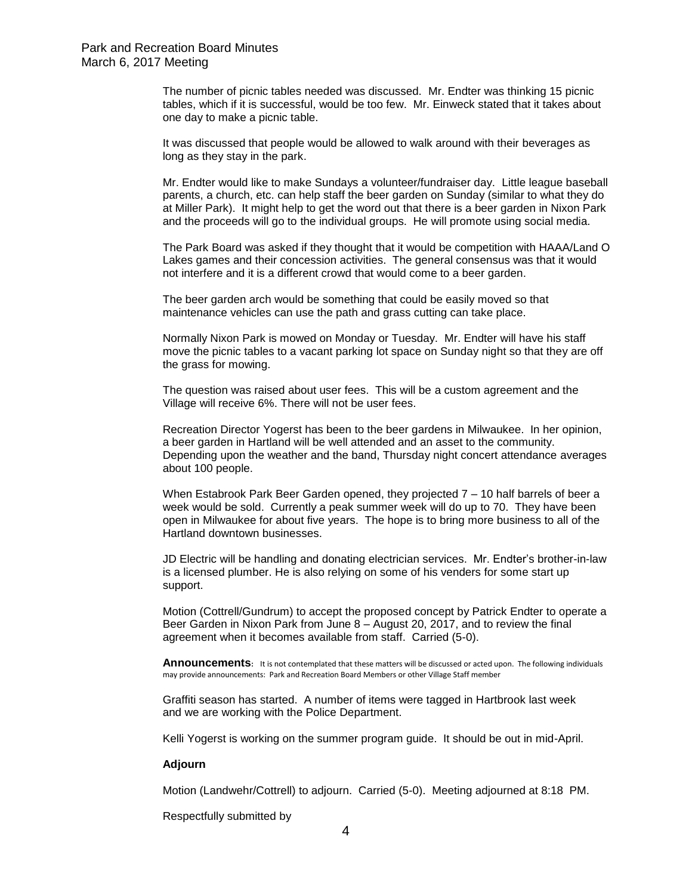The number of picnic tables needed was discussed. Mr. Endter was thinking 15 picnic tables, which if it is successful, would be too few. Mr. Einweck stated that it takes about one day to make a picnic table.

It was discussed that people would be allowed to walk around with their beverages as long as they stay in the park.

Mr. Endter would like to make Sundays a volunteer/fundraiser day. Little league baseball parents, a church, etc. can help staff the beer garden on Sunday (similar to what they do at Miller Park). It might help to get the word out that there is a beer garden in Nixon Park and the proceeds will go to the individual groups. He will promote using social media.

The Park Board was asked if they thought that it would be competition with HAAA/Land O Lakes games and their concession activities. The general consensus was that it would not interfere and it is a different crowd that would come to a beer garden.

The beer garden arch would be something that could be easily moved so that maintenance vehicles can use the path and grass cutting can take place.

Normally Nixon Park is mowed on Monday or Tuesday. Mr. Endter will have his staff move the picnic tables to a vacant parking lot space on Sunday night so that they are off the grass for mowing.

The question was raised about user fees. This will be a custom agreement and the Village will receive 6%. There will not be user fees.

Recreation Director Yogerst has been to the beer gardens in Milwaukee. In her opinion, a beer garden in Hartland will be well attended and an asset to the community. Depending upon the weather and the band, Thursday night concert attendance averages about 100 people.

When Estabrook Park Beer Garden opened, they projected 7 – 10 half barrels of beer a week would be sold. Currently a peak summer week will do up to 70. They have been open in Milwaukee for about five years. The hope is to bring more business to all of the Hartland downtown businesses.

JD Electric will be handling and donating electrician services. Mr. Endter's brother-in-law is a licensed plumber. He is also relying on some of his venders for some start up support.

Motion (Cottrell/Gundrum) to accept the proposed concept by Patrick Endter to operate a Beer Garden in Nixon Park from June 8 – August 20, 2017, and to review the final agreement when it becomes available from staff. Carried (5-0).

**Announcements**: It is not contemplated that these matters will be discussed or acted upon. The following individuals may provide announcements: Park and Recreation Board Members or other Village Staff member

Graffiti season has started. A number of items were tagged in Hartbrook last week and we are working with the Police Department.

Kelli Yogerst is working on the summer program guide. It should be out in mid-April.

### Adjourn

Motion (Landwehr/Cottrell) to adjourn. Carried (5-0). Meeting adjourned at 8:18 PM.

Respectfully submitted by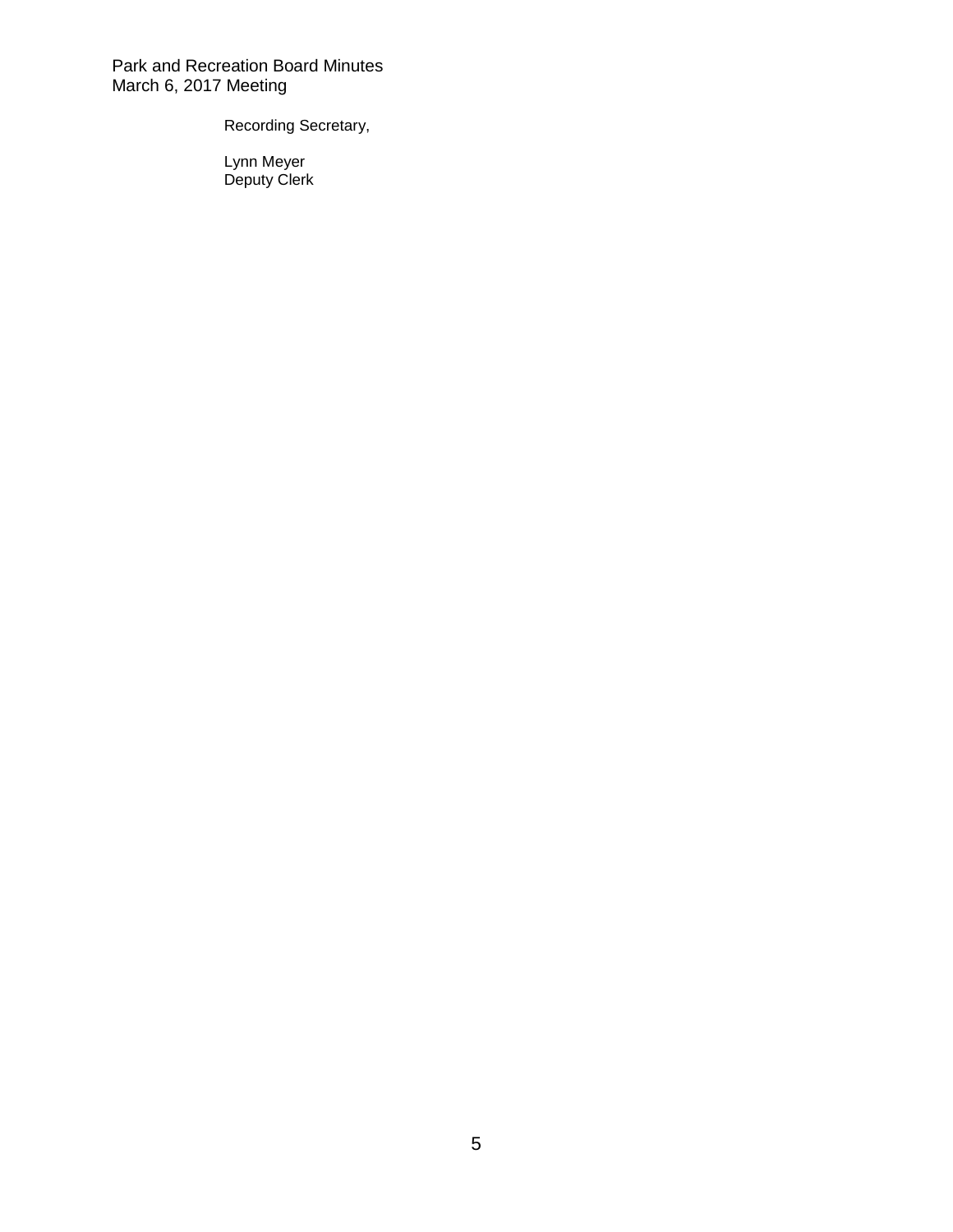Recording Secretary,

Lynn Meyer
Deputy Clerk